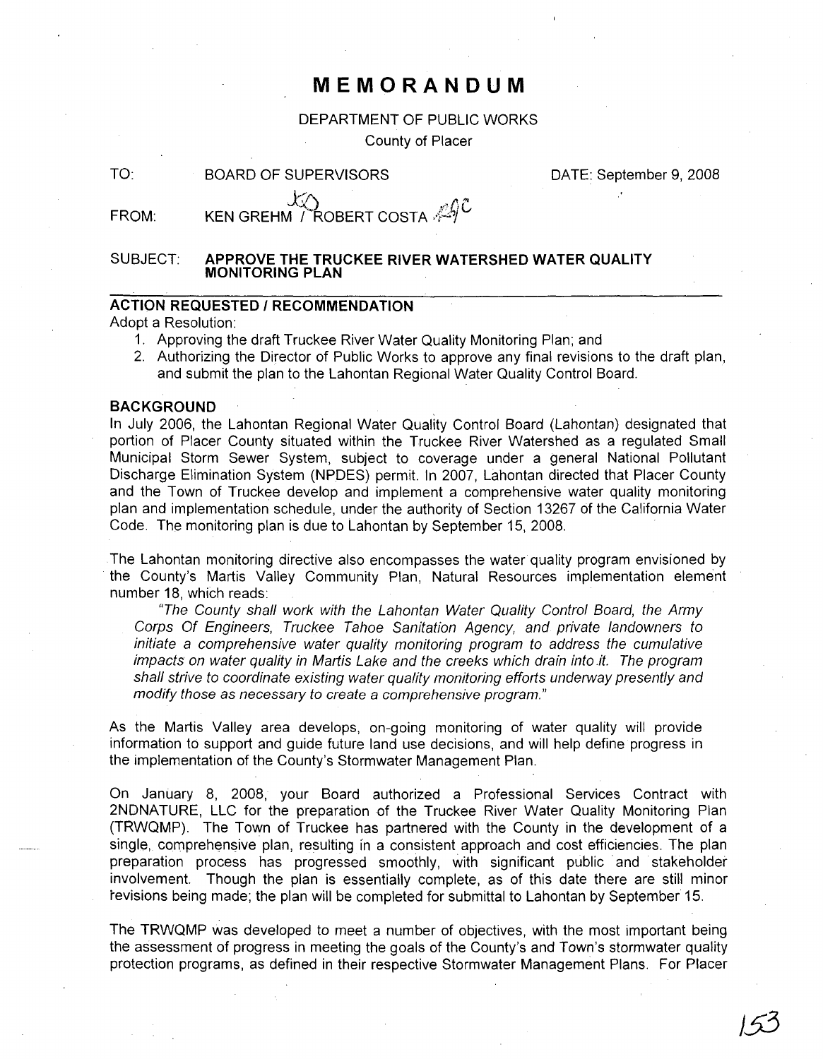# MEMORANDUM

DEPARTMENT OF PUBLIC WORKS
County of Placer

TO: BOARD OF SUPERVISORS DATE: September 9, 2008

FROM: KEN GREHM / ROBERT COSTA

SUBJECT: **APPROVE THE TRUCKEE RIVER WATERSHED WATER QUALITY MONITORING PLAN**

## ACTION REQUESTED / RECOMMENDATION

Adopt a Resolution:

1. Approving the draft Truckee River Water Quality Monitoring Plan; and
2. Authorizing the Director of Public Works to approve any final revisions to the draft plan, and submit the plan to the Lahontan Regional Water Quality Control Board.

## BACKGROUND

In July 2006, the Lahontan Regional Water Quality Control Board (Lahontan) designated that portion of Placer County situated within the Truckee River Watershed as a regulated Small Municipal Storm Sewer System, subject to coverage under a general National Pollutant Discharge Elimination System (NPDES) permit. In 2007, Lahontan directed that Placer County and the Town of Truckee develop and implement a comprehensive water quality monitoring plan and implementation schedule, under the authority of Section 13267 of the California Water Code. The monitoring plan is due to Lahontan by September 15, 2008.

The Lahontan monitoring directive also encompasses the water quality program envisioned by the County's Martis Valley Community Plan, Natural Resources implementation element number 18, which reads:

*"The County shall work with the Lahontan Water Quality Control Board, the Army Corps Of Engineers, Truckee Tahoe Sanitation Agency, and private landowners to initiate a comprehensive water quality monitoring program to address the cumulative impacts on water quality in Martis Lake and the creeks which drain into it. The program shall strive to coordinate existing water quality monitoring efforts underway presently and modify those as necessary to create a comprehensive program."*

As the Martis Valley area develops, on-going monitoring of water quality will provide information to support and guide future land use decisions, and will help define progress in the implementation of the County's Stormwater Management Plan.

On January 8, 2008, your Board authorized a Professional Services Contract with 2NDNATURE, LLC for the preparation of the Truckee River Water Quality Monitoring Plan (TRWQMP). The Town of Truckee has partnered with the County in the development of a single, comprehensive plan, resulting in a consistent approach and cost efficiencies. The plan preparation process has progressed smoothly, with significant public and stakeholder involvement. Though the plan is essentially complete, as of this date there are still minor revisions being made; the plan will be completed for submittal to Lahontan by September 15.

The TRWQMP was developed to meet a number of objectives, with the most important being the assessment of progress in meeting the goals of the County's and Town's stormwater quality protection programs, as defined in their respective Stormwater Management Plans. For Placer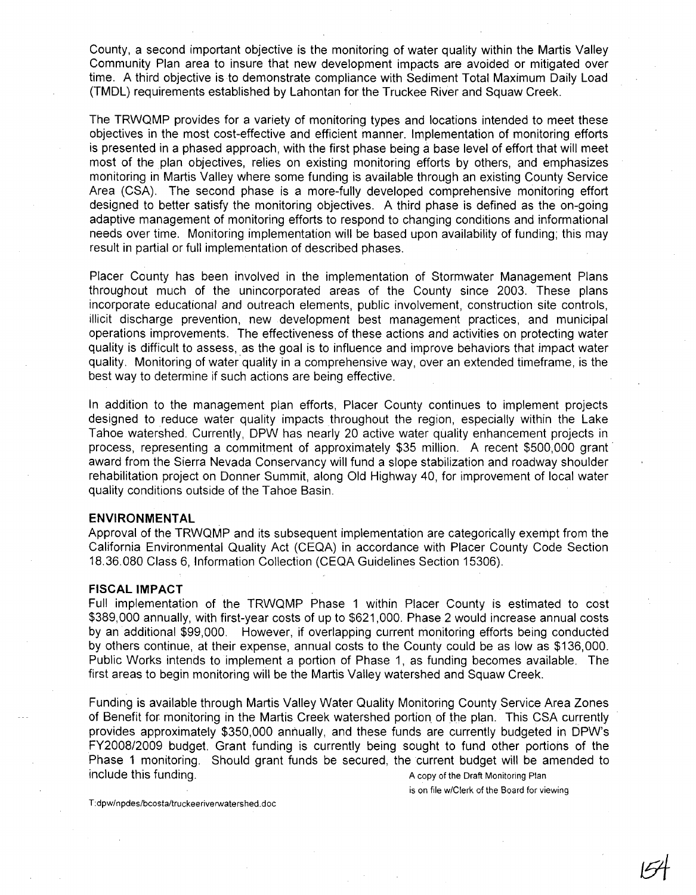County, a second important objective is the monitoring of water quality within the Martis Valley Community Plan area to insure that new development impacts are avoided or mitigated over time. A third objective is to demonstrate compliance with Sediment Total Maximum Daily Load (TMDL) requirements established by Lahontan for the Truckee River and Squaw Creek.

The TRWQMP provides for a variety of monitoring types and locations intended to meet these objectives in the most cost-effective and efficient manner. Implementation of monitoring efforts is presented in a phased approach, with the first phase being a base level of effort that will meet most of the plan objectives, relies on existing monitoring efforts by others, and emphasizes monitoring in Martis Valley where some funding is available through an existing County Service Area (CSA). The second phase is a more-fully developed comprehensive monitoring effort designed to better satisfy the monitoring objectives. A third phase is defined as the on-going adaptive management of monitoring efforts to respond to changing conditions and informational needs over time. Monitoring implementation will be based upon availability of funding; this may result in partial or full implementation of described phases.

Placer County has been involved in the implementation of Stormwater Management Plans throughout much of the unincorporated areas of the County since 2003. These plans incorporate educational and outreach elements, public involvement, construction site controls, illicit discharge prevention, new development best management practices, and municipal operations improvements. The effectiveness of these actions and activities on protecting water quality is difficult to assess, as the goal is to influence and improve behaviors that impact water quality. Monitoring of water quality in a comprehensive way, over an extended timeframe, is the best way to determine if such actions are being effective.

In addition to the management plan efforts, Placer County continues to implement projects designed to reduce water quality impacts throughout the region, especially within the Lake Tahoe watershed. Currently, DPW has nearly 20 active water quality enhancement projects in process, representing a commitment of approximately $35 million. A recent $500,000 grant award from the Sierra Nevada Conservancy will fund a slope stabilization and roadway shoulder rehabilitation project on Donner Summit, along Old Highway 40, for improvement of local water quality conditions outside of the Tahoe Basin.

**ENVIRONMENTAL**

Approval of the TRWQMP and its subsequent implementation are categorically exempt from the California Environmental Quality Act (CEQA) in accordance with Placer County Code Section 18.36.080 Class 6, Information Collection (CEQA Guidelines Section 15306).

**FISCAL IMPACT**

Full implementation of the TRWQMP Phase 1 within Placer County is estimated to cost $389,000 annually, with first-year costs of up to $621,000. Phase 2 would increase annual costs by an additional $99,000. However, if overlapping current monitoring efforts being conducted by others continue, at their expense, annual costs to the County could be as low as $136,000. Public Works intends to implement a portion of Phase 1, as funding becomes available. The first areas to begin monitoring will be the Martis Valley watershed and Squaw Creek.

Funding is available through Martis Valley Water Quality Monitoring County Service Area Zones of Benefit for monitoring in the Martis Creek watershed portion of the plan. This CSA currently provides approximately $350,000 annually, and these funds are currently budgeted in DPW's FY2008/2009 budget. Grant funding is currently being sought to fund other portions of the Phase 1 monitoring. Should grant funds be secured, the current budget will be amended to include this funding.

A copy of the Draft Monitoring Plan is on file w/Clerk of the Board for viewing

T:dpw/npdes/bcosta/truckeeriverwatershed.doc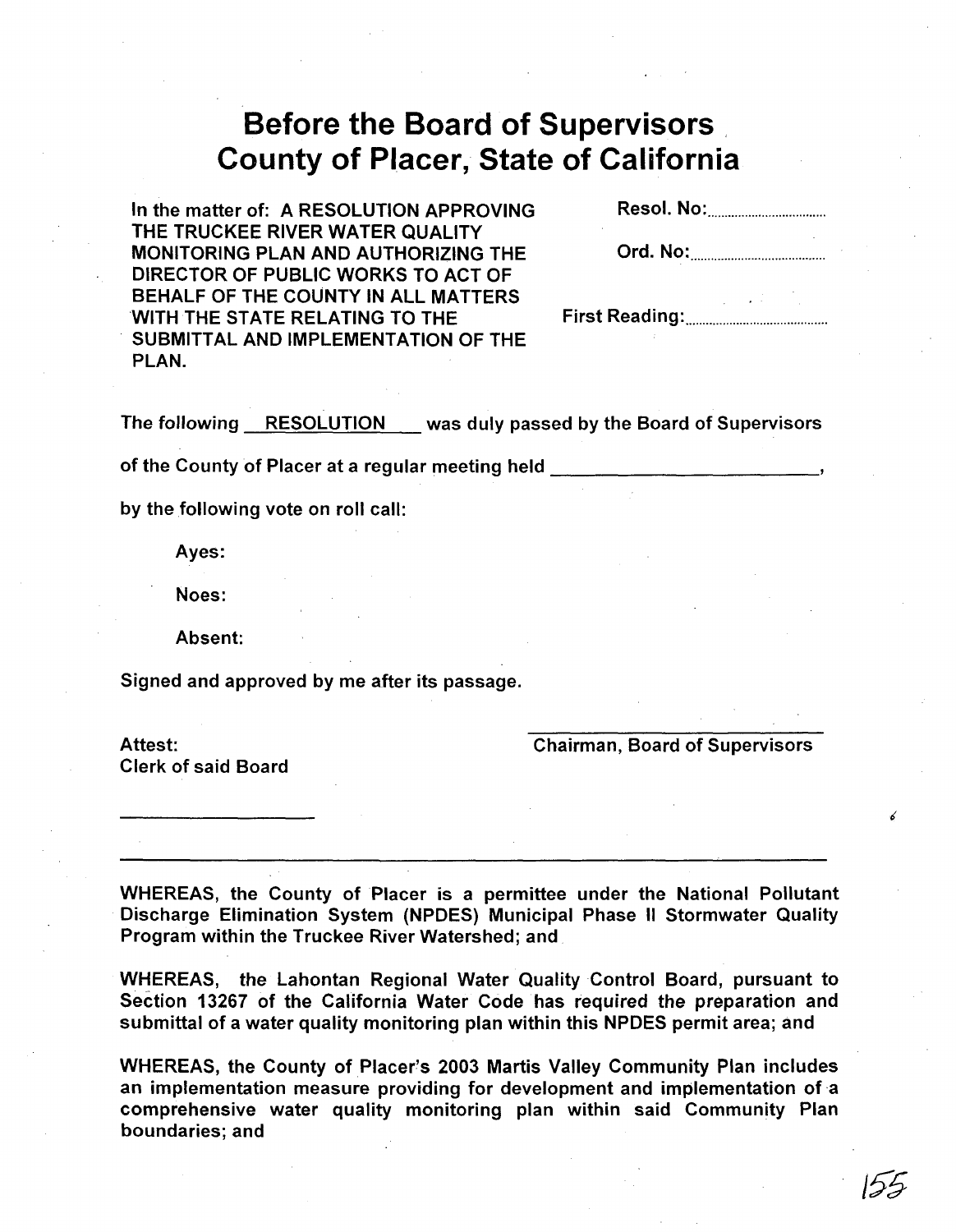# Before the Board of Supervisors County of Placer, State of California

In the matter of: A RESOLUTION APPROVING THE TRUCKEE RIVER WATER QUALITY MONITORING PLAN AND AUTHORIZING THE DIRECTOR OF PUBLIC WORKS TO ACT OF BEHALF OF THE COUNTY IN ALL MATTERS WITH THE STATE RELATING TO THE SUBMITTAL AND IMPLEMENTATION OF THE PLAN.

Resol. No:..............................

Ord. No:..............................

First Reading:..............................

The following RESOLUTION was duly passed by the Board of Supervisors

of the County of Placer at a regular meeting held ________________________,

by the following vote on roll call:

Ayes:

Noes:

Absent:

Signed and approved by me after its passage.

Attest:
Clerk of said Board

____________________

Chairman, Board of Supervisors

---

WHEREAS, the County of Placer is a permittee under the National Pollutant Discharge Elimination System (NPDES) Municipal Phase II Stormwater Quality Program within the Truckee River Watershed; and

WHEREAS, the Lahontan Regional Water Quality Control Board, pursuant to Section 13267 of the California Water Code has required the preparation and submittal of a water quality monitoring plan within this NPDES permit area; and

WHEREAS, the County of Placer's 2003 Martis Valley Community Plan includes an implementation measure providing for development and implementation of a comprehensive water quality monitoring plan within said Community Plan boundaries; and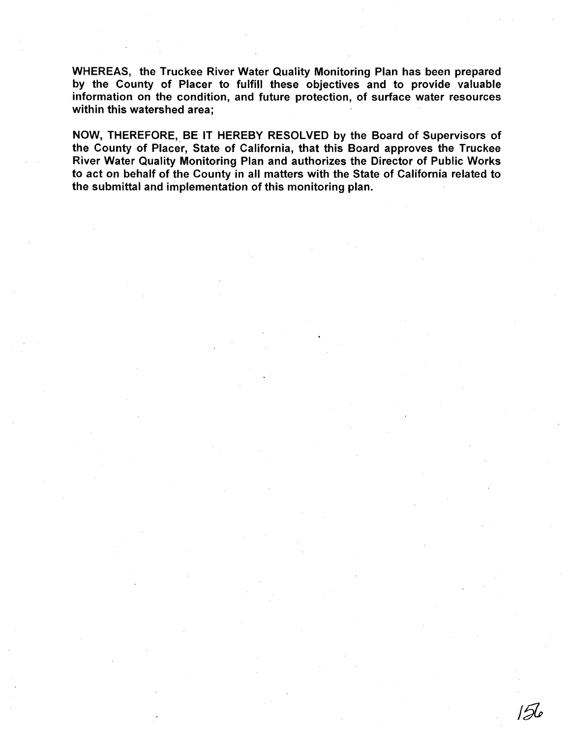**WHEREAS, the Truckee River Water Quality Monitoring Plan has been prepared by the County of Placer to fulfill these objectives and to provide valuable information on the condition, and future protection, of surface water resources within this watershed area;**

**NOW, THEREFORE, BE IT HEREBY RESOLVED by the Board of Supervisors of the County of Placer, State of California, that this Board approves the Truckee River Water Quality Monitoring Plan and authorizes the Director of Public Works to act on behalf of the County in all matters with the State of California related to the submittal and implementation of this monitoring plan.**